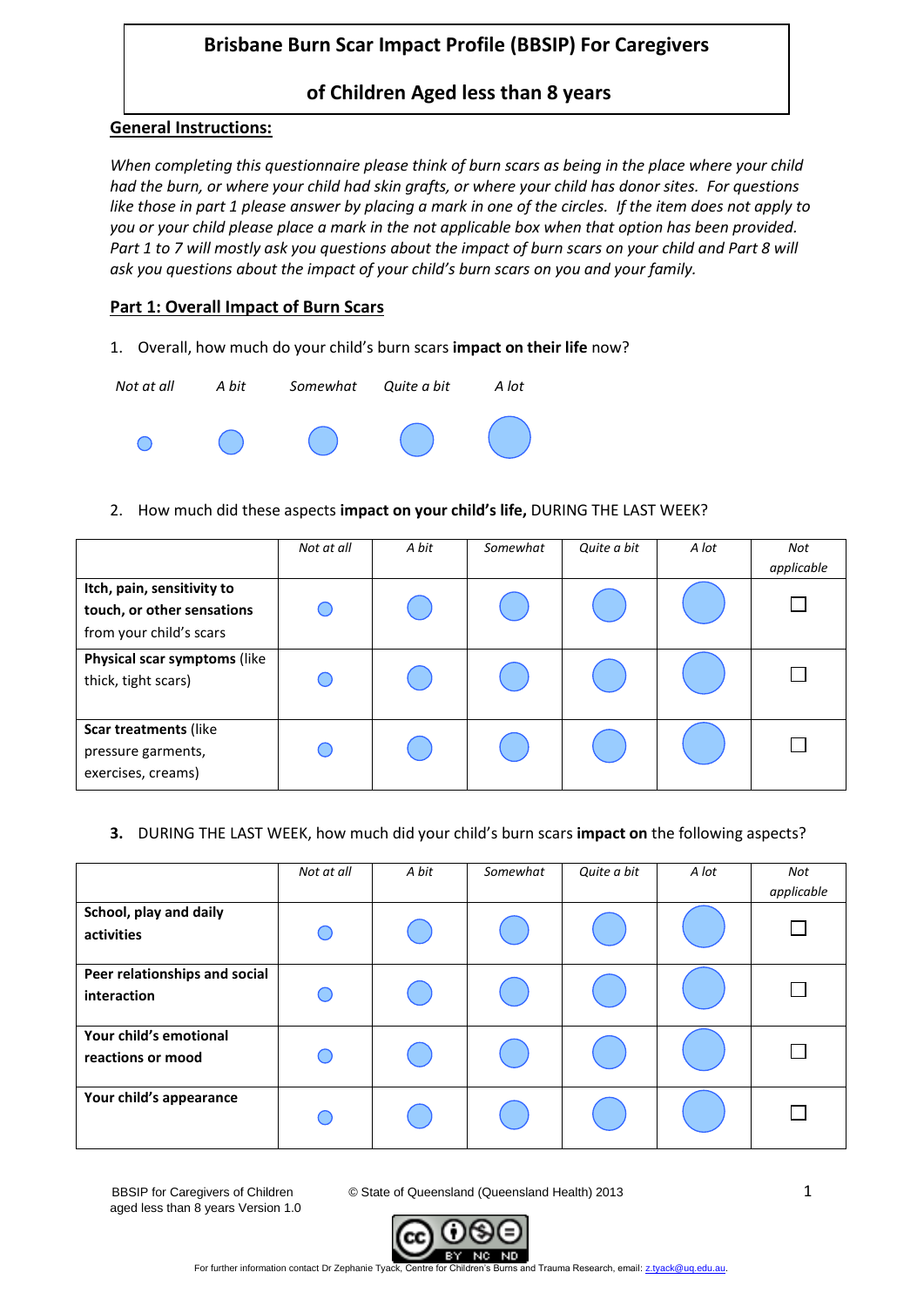# Brisbane Burn Scar Impact Profile (BBSIP) For Caregivers of Children Aged less than 8 years

## General Instructions:

*When completing this questionnaire please think of burn scars as being in the place where your child had the burn, or where your child had skin grafts, or where your child has donor sites. For questions like those in part 1 please answer by placing a mark in one of the circles. If the item does not apply to you or your child please place a mark in the not applicable box when that option has been provided. Part 1 to 7 will mostly ask you questions about the impact of burn scars on your child and Part 8 will ask you questions about the impact of your child's burn scars on you and your family.*

## Part 1: Overall Impact of Burn Scars

1. Overall, how much do your child's burn scars **impact on their life** now?

| *Not at all* | *A bit* | *Somewhat* | *Quite a bit* | *A lot* |
|---|---|---|---|---|
| ○ | ○ | ○ | ○ | ○ |

2. How much did these aspects **impact on your child's life,** DURING THE LAST WEEK?

| | *Not at all* | *A bit* | *Somewhat* | *Quite a bit* | *A lot* | *Not applicable* |
|---|---|---|---|---|---|---|
| **Itch, pain, sensitivity to touch, or other sensations** from your child's scars | ○ | ○ | ○ | ○ | ○ | ☐ |
| **Physical scar symptoms** (like thick, tight scars) | ○ | ○ | ○ | ○ | ○ | ☐ |
| **Scar treatments** (like pressure garments, exercises, creams) | ○ | ○ | ○ | ○ | ○ | ☐ |

3. DURING THE LAST WEEK, how much did your child's burn scars **impact on** the following aspects?

| | *Not at all* | *A bit* | *Somewhat* | *Quite a bit* | *A lot* | *Not applicable* |
|---|---|---|---|---|---|---|
| **School, play and daily activities** | ○ | ○ | ○ | ○ | ○ | ☐ |
| **Peer relationships and social interaction** | ○ | ○ | ○ | ○ | ○ | ☐ |
| **Your child's emotional reactions or mood** | ○ | ○ | ○ | ○ | ○ | ☐ |
| **Your child's appearance** | ○ | ○ | ○ | ○ | ○ | ☐ |

BBSIP for Caregivers of Children aged less than 8 years Version 1.0

© State of Queensland (Queensland Health) 2013

For further information contact Dr Zephanie Tyack, Centre for Children's Burns and Trauma Research, email: z.tyack@uq.edu.au.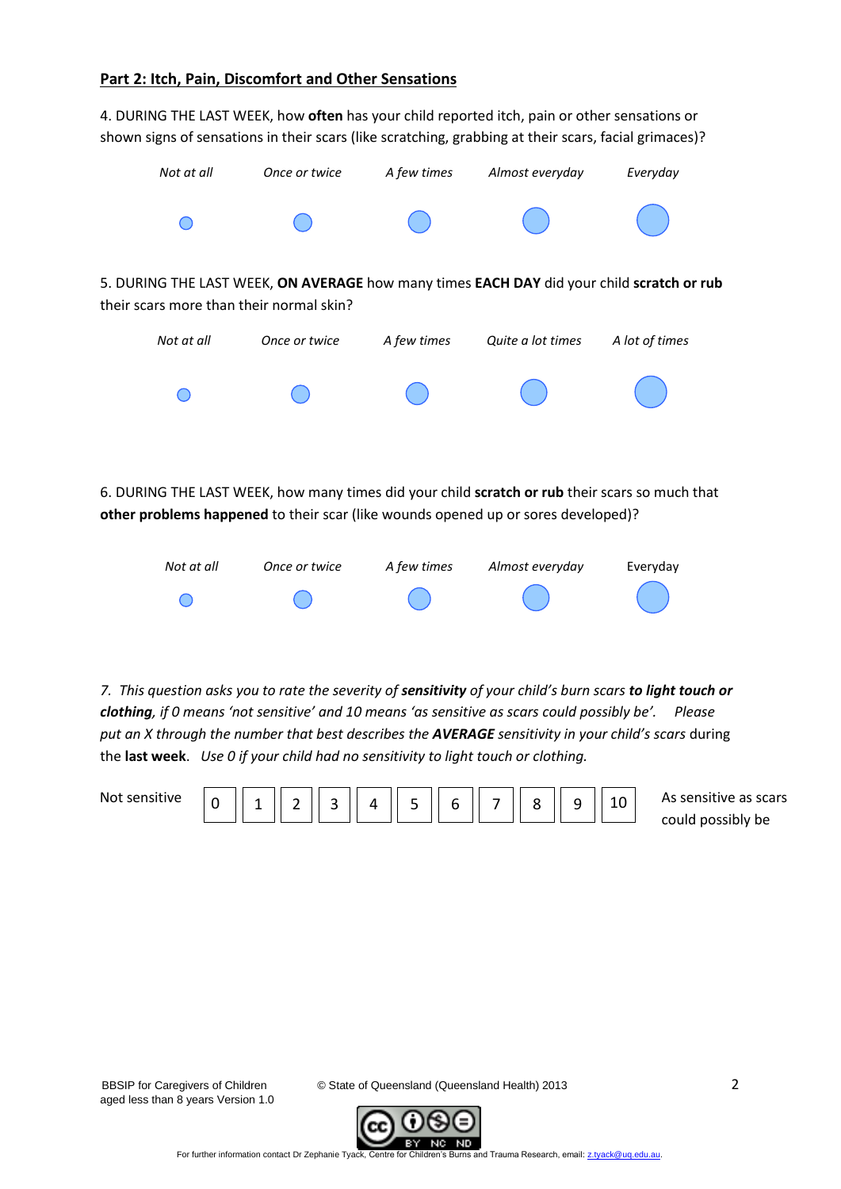**Part 2: Itch, Pain, Discomfort and Other Sensations**

4. DURING THE LAST WEEK, how **often** has your child reported itch, pain or other sensations or shown signs of sensations in their scars (like scratching, grabbing at their scars, facial grimaces)?

| *Not at all* | *Once or twice* | *A few times* | *Almost everyday* | *Everyday* |
|---|---|---|---|---|
| ○ | ○ | ○ | ○ | ○ |

5. DURING THE LAST WEEK, **ON AVERAGE** how many times **EACH DAY** did your child **scratch or rub** their scars more than their normal skin?

| *Not at all* | *Once or twice* | *A few times* | *Quite a lot times* | *A lot of times* |
|---|---|---|---|---|
| ○ | ○ | ○ | ○ | ○ |

6. DURING THE LAST WEEK, how many times did your child **scratch or rub** their scars so much that **other problems happened** to their scar (like wounds opened up or sores developed)?

| *Not at all* | *Once or twice* | *A few times* | *Almost everyday* | Everyday |
|---|---|---|---|---|
| ○ | ○ | ○ | ○ | ○ |

*7. This question asks you to rate the severity of **sensitivity** of your child's burn scars **to light touch or clothing**, if 0 means 'not sensitive' and 10 means 'as sensitive as scars could possibly be'. Please put an X through the number that best describes the **AVERAGE** sensitivity in your child's scars* during the **last week**. *Use 0 if your child had no sensitivity to light touch or clothing.*

| Not sensitive | 0 | 1 | 2 | 3 | 4 | 5 | 6 | 7 | 8 | 9 | 10 | As sensitive as scars could possibly be |
|---|---|---|---|---|---|---|---|---|---|---|---|---|

BBSIP for Caregivers of Children aged less than 8 years Version 1.0

© State of Queensland (Queensland Health) 2013

For further information contact Dr Zephanie Tyack, Centre for Children's Burns and Trauma Research, email: z.tyack@uq.edu.au.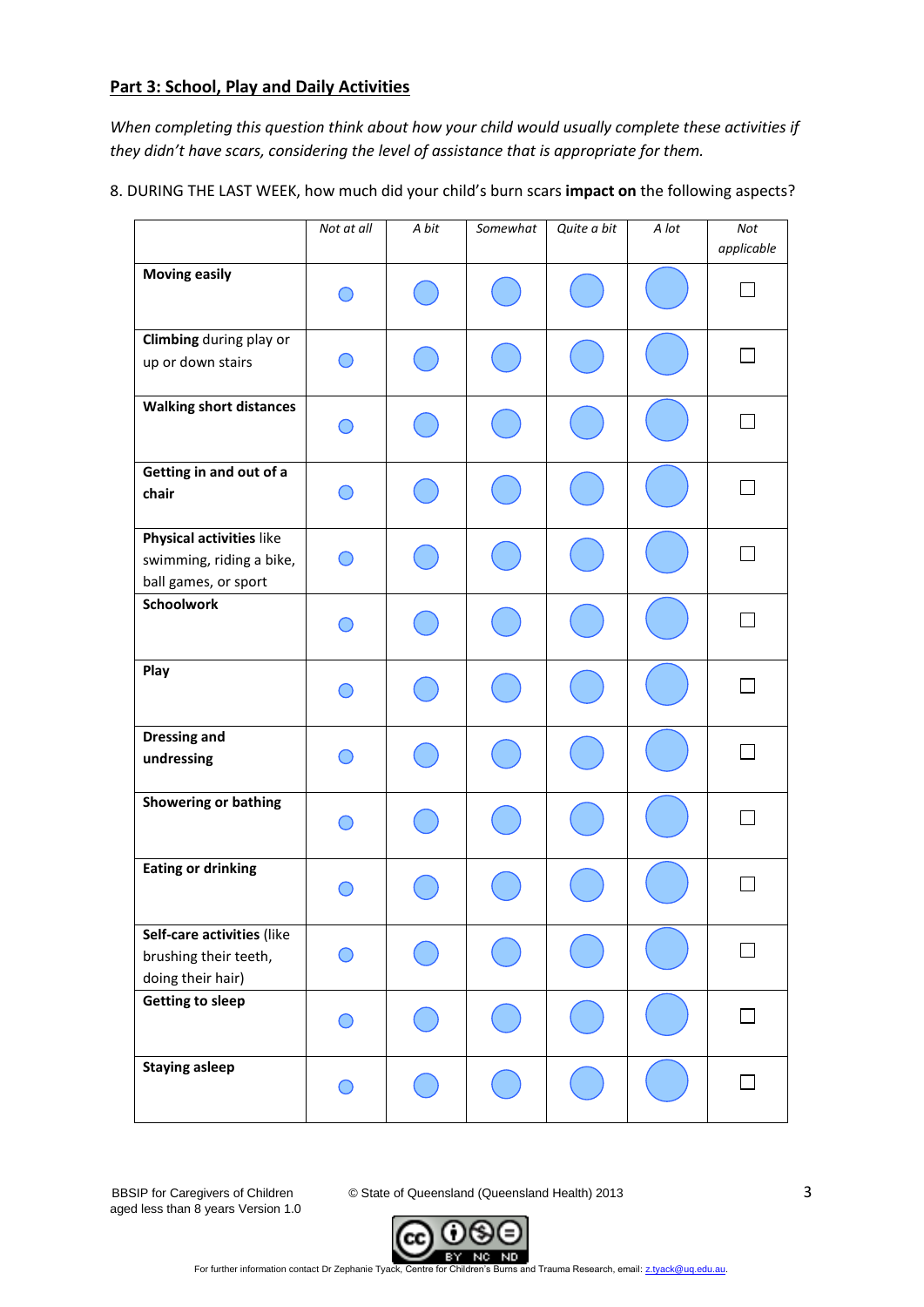## Part 3: School, Play and Daily Activities

*When completing this question think about how your child would usually complete these activities if they didn't have scars, considering the level of assistance that is appropriate for them.*

8. DURING THE LAST WEEK, how much did your child's burn scars **impact on** the following aspects?

| | *Not at all* | *A bit* | *Somewhat* | *Quite a bit* | *A lot* | *Not applicable* |
|---|---|---|---|---|---|---|
| **Moving easily** | ○ | ○ | ○ | ○ | ○ | ☐ |
| **Climbing** during play or up or down stairs | ○ | ○ | ○ | ○ | ○ | ☐ |
| **Walking short distances** | ○ | ○ | ○ | ○ | ○ | ☐ |
| **Getting in and out of a chair** | ○ | ○ | ○ | ○ | ○ | ☐ |
| **Physical activities** like swimming, riding a bike, ball games, or sport | ○ | ○ | ○ | ○ | ○ | ☐ |
| **Schoolwork** | ○ | ○ | ○ | ○ | ○ | ☐ |
| **Play** | ○ | ○ | ○ | ○ | ○ | ☐ |
| **Dressing and undressing** | ○ | ○ | ○ | ○ | ○ | ☐ |
| **Showering or bathing** | ○ | ○ | ○ | ○ | ○ | ☐ |
| **Eating or drinking** | ○ | ○ | ○ | ○ | ○ | ☐ |
| **Self-care activities** (like brushing their teeth, doing their hair) | ○ | ○ | ○ | ○ | ○ | ☐ |
| **Getting to sleep** | ○ | ○ | ○ | ○ | ○ | ☐ |
| **Staying asleep** | ○ | ○ | ○ | ○ | ○ | ☐ |

BBSIP for Caregivers of Children aged less than 8 years Version 1.0

© State of Queensland (Queensland Health) 2013

For further information contact Dr Zephanie Tyack, Centre for Children's Burns and Trauma Research, email: z.tyack@uq.edu.au.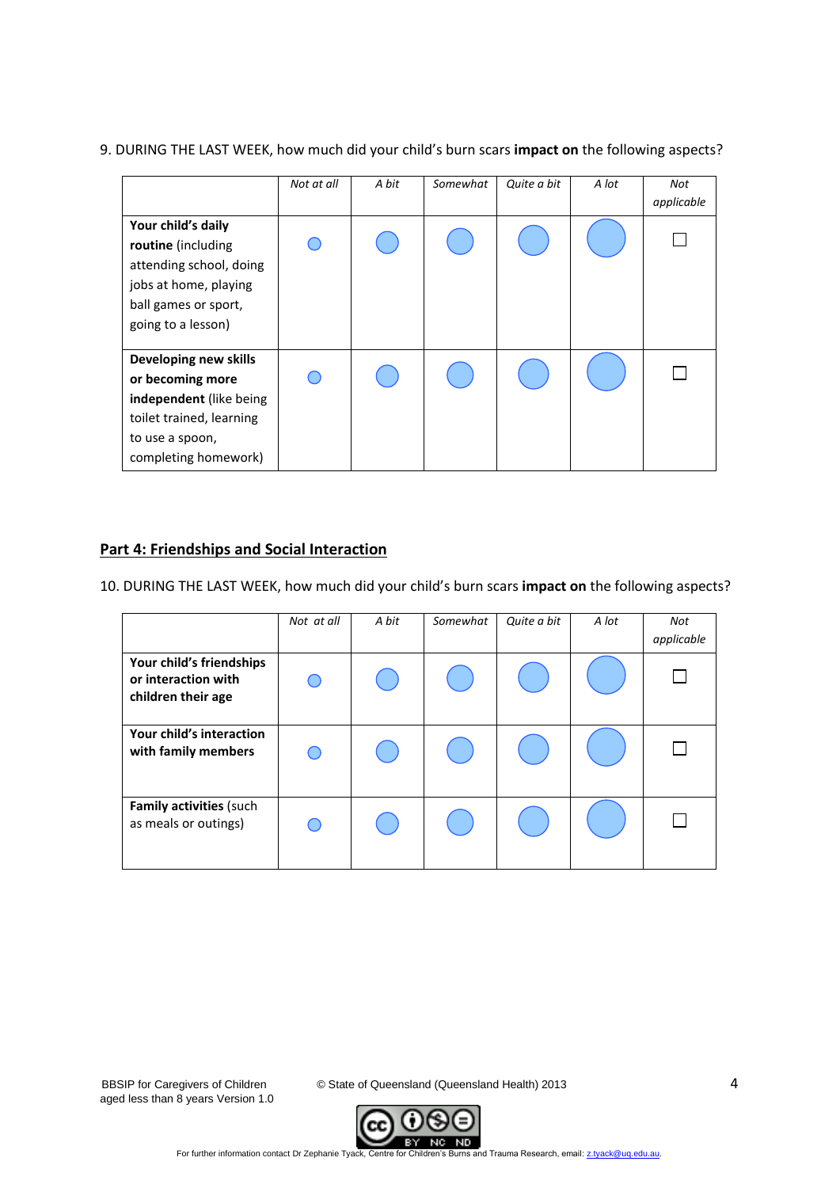9. DURING THE LAST WEEK, how much did your child's burn scars **impact on** the following aspects?

| | *Not at all* | *A bit* | *Somewhat* | *Quite a bit* | *A lot* | *Not applicable* |
|---|---|---|---|---|---|---|
| **Your child's daily routine** (including attending school, doing jobs at home, playing ball games or sport, going to a lesson) | ○ | ○ | ○ | ○ | ○ | ☐ |
| **Developing new skills or becoming more independent** (like being toilet trained, learning to use a spoon, completing homework) | ○ | ○ | ○ | ○ | ○ | ☐ |

## Part 4: Friendships and Social Interaction

10. DURING THE LAST WEEK, how much did your child's burn scars **impact on** the following aspects?

| | *Not at all* | *A bit* | *Somewhat* | *Quite a bit* | *A lot* | *Not applicable* |
|---|---|---|---|---|---|---|
| **Your child's friendships or interaction with children their age** | ○ | ○ | ○ | ○ | ○ | ☐ |
| **Your child's interaction with family members** | ○ | ○ | ○ | ○ | ○ | ☐ |
| **Family activities** (such as meals or outings) | ○ | ○ | ○ | ○ | ○ | ☐ |

BBSIP for Caregivers of Children aged less than 8 years Version 1.0

© State of Queensland (Queensland Health) 2013

For further information contact Dr Zephanie Tyack, Centre for Children's Burns and Trauma Research, email: z.tyack@uq.edu.au.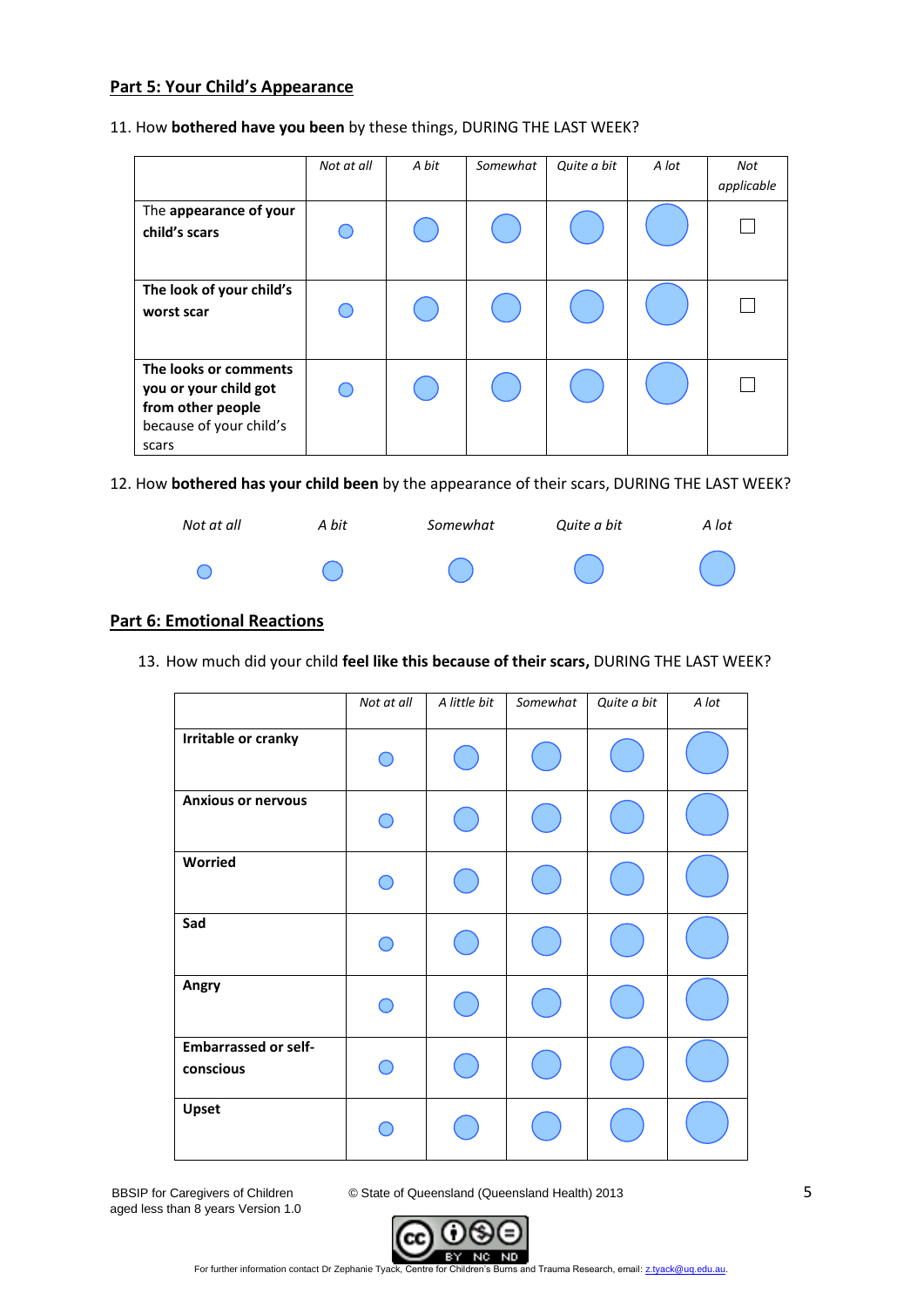## Part 5: Your Child's Appearance

11. How **bothered have you been** by these things, DURING THE LAST WEEK?

| | *Not at all* | *A bit* | *Somewhat* | *Quite a bit* | *A lot* | *Not applicable* |
|---|---|---|---|---|---|---|
| The **appearance of your child's scars** | ○ | ○ | ○ | ○ | ○ | ☐ |
| **The look of your child's worst scar** | ○ | ○ | ○ | ○ | ○ | ☐ |
| **The looks or comments you or your child got from other people** because of your child's scars | ○ | ○ | ○ | ○ | ○ | ☐ |

12. How **bothered has your child been** by the appearance of their scars, DURING THE LAST WEEK?

| *Not at all* | *A bit* | *Somewhat* | *Quite a bit* | *A lot* |
|---|---|---|---|---|
| ○ | ○ | ○ | ○ | ○ |

## Part 6: Emotional Reactions

13. How much did your child **feel like this because of their scars,** DURING THE LAST WEEK?

| | *Not at all* | *A little bit* | *Somewhat* | *Quite a bit* | *A lot* |
|---|---|---|---|---|---|
| **Irritable or cranky** | ○ | ○ | ○ | ○ | ○ |
| **Anxious or nervous** | ○ | ○ | ○ | ○ | ○ |
| **Worried** | ○ | ○ | ○ | ○ | ○ |
| **Sad** | ○ | ○ | ○ | ○ | ○ |
| **Angry** | ○ | ○ | ○ | ○ | ○ |
| **Embarrassed or self-conscious** | ○ | ○ | ○ | ○ | ○ |
| **Upset** | ○ | ○ | ○ | ○ | ○ |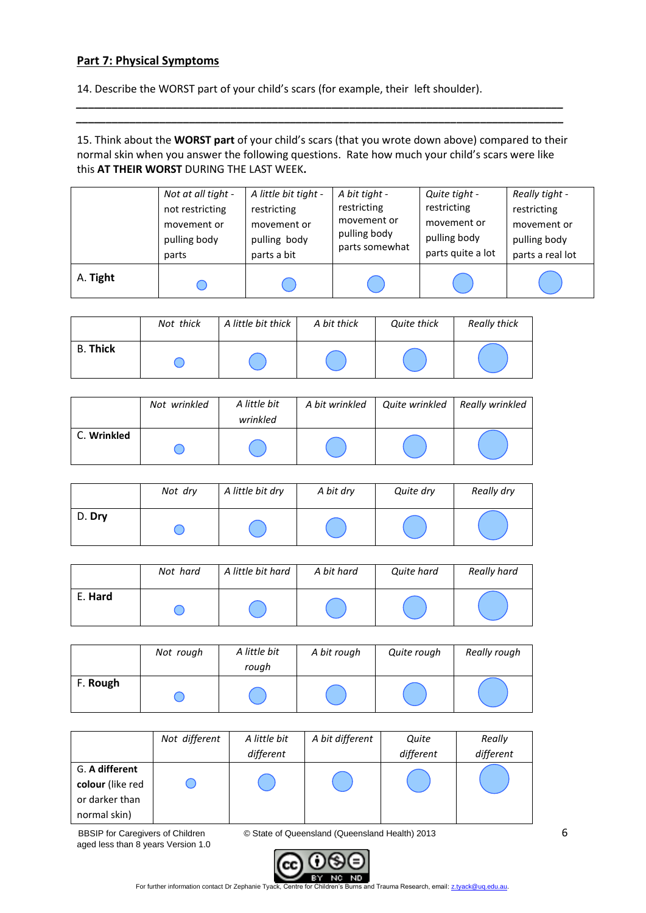**Part 7: Physical Symptoms**

14. Describe the WORST part of your child's scars (for example, their left shoulder).

______________________________________________________________________________
______________________________________________________________________________

15. Think about the **WORST part** of your child's scars (that you wrote down above) compared to their normal skin when you answer the following questions. Rate how much your child's scars were like this **AT THEIR WORST** DURING THE LAST WEEK**.**

| | *Not at all tight -* not restricting movement or pulling body parts | *A little bit tight -* restricting movement or pulling body parts a bit | *A bit tight -* restricting movement or pulling body parts somewhat | *Quite tight -* restricting movement or pulling body parts quite a lot | *Really tight -* restricting movement or pulling body parts a real lot |
|---|---|---|---|---|---|
| A. **Tight** | ○ | ○ | ○ | ○ | ○ |

| | *Not thick* | *A little bit thick* | *A bit thick* | *Quite thick* | *Really thick* |
|---|---|---|---|---|---|
| B. **Thick** | ○ | ○ | ○ | ○ | ○ |

| | *Not wrinkled* | *A little bit wrinkled* | *A bit wrinkled* | *Quite wrinkled* | *Really wrinkled* |
|---|---|---|---|---|---|
| C. **Wrinkled** | ○ | ○ | ○ | ○ | ○ |

| | *Not dry* | *A little bit dry* | *A bit dry* | *Quite dry* | *Really dry* |
|---|---|---|---|---|---|
| D. **Dry** | ○ | ○ | ○ | ○ | ○ |

| | *Not hard* | *A little bit hard* | *A bit hard* | *Quite hard* | *Really hard* |
|---|---|---|---|---|---|
| E. **Hard** | ○ | ○ | ○ | ○ | ○ |

| | *Not rough* | *A little bit rough* | *A bit rough* | *Quite rough* | *Really rough* |
|---|---|---|---|---|---|
| F. **Rough** | ○ | ○ | ○ | ○ | ○ |

| | *Not different* | *A little bit different* | *A bit different* | *Quite different* | *Really different* |
|---|---|---|---|---|---|
| G. **A different colour** (like red or darker than normal skin) | ○ | ○ | ○ | ○ | ○ |

BBSIP for Caregivers of Children aged less than 8 years Version 1.0

© State of Queensland (Queensland Health) 2013

For further information contact Dr Zephanie Tyack, Centre for Children's Burns and Trauma Research, email: z.tyack@uq.edu.au.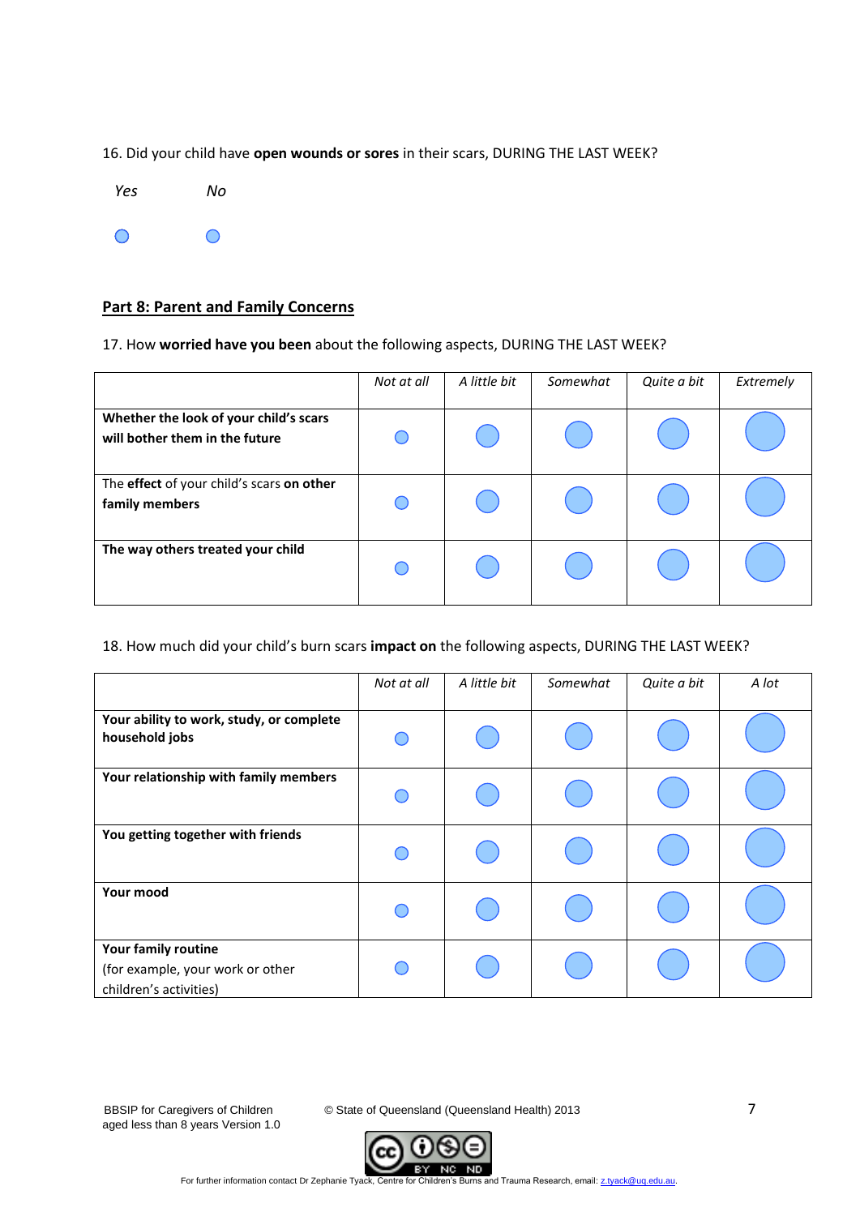16. Did your child have **open wounds or sores** in their scars, DURING THE LAST WEEK?

| *Yes* | *No* |
|---|---|
| ○ | ○ |

## Part 8: Parent and Family Concerns

17. How **worried have you been** about the following aspects, DURING THE LAST WEEK?

| | *Not at all* | *A little bit* | *Somewhat* | *Quite a bit* | *Extremely* |
|---|---|---|---|---|---|
| **Whether the look of your child's scars will bother them in the future** | ○ | ○ | ○ | ○ | ○ |
| The **effect** of your child's scars **on other family members** | ○ | ○ | ○ | ○ | ○ |
| **The way others treated your child** | ○ | ○ | ○ | ○ | ○ |

18. How much did your child's burn scars **impact on** the following aspects, DURING THE LAST WEEK?

| | *Not at all* | *A little bit* | *Somewhat* | *Quite a bit* | *A lot* |
|---|---|---|---|---|---|
| **Your ability to work, study, or complete household jobs** | ○ | ○ | ○ | ○ | ○ |
| **Your relationship with family members** | ○ | ○ | ○ | ○ | ○ |
| **You getting together with friends** | ○ | ○ | ○ | ○ | ○ |
| **Your mood** | ○ | ○ | ○ | ○ | ○ |
| **Your family routine** (for example, your work or other children's activities) | ○ | ○ | ○ | ○ | ○ |

BBSIP for Caregivers of Children aged less than 8 years Version 1.0

© State of Queensland (Queensland Health) 2013

For further information contact Dr Zephanie Tyack, Centre for Children's Burns and Trauma Research, email: z.tyack@uq.edu.au.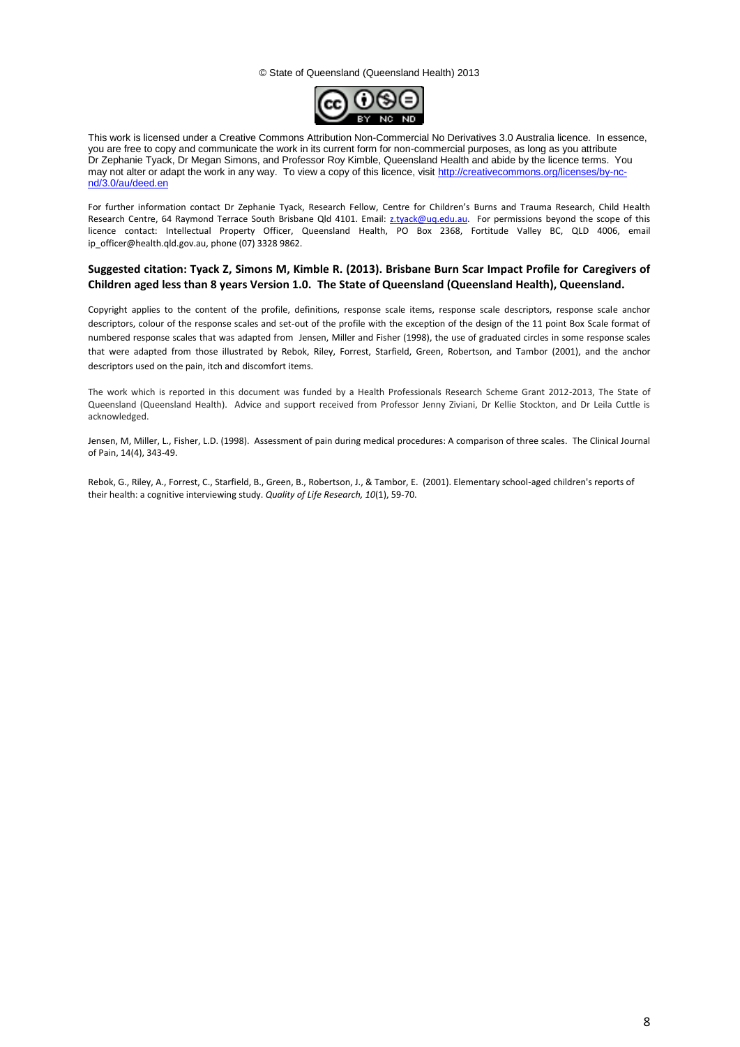© State of Queensland (Queensland Health) 2013

This work is licensed under a Creative Commons Attribution Non-Commercial No Derivatives 3.0 Australia licence. In essence, you are free to copy and communicate the work in its current form for non-commercial purposes, as long as you attribute Dr Zephanie Tyack, Dr Megan Simons, and Professor Roy Kimble, Queensland Health and abide by the licence terms. You may not alter or adapt the work in any way. To view a copy of this licence, visit http://creativecommons.org/licenses/by-nc-nd/3.0/au/deed.en

For further information contact Dr Zephanie Tyack, Research Fellow, Centre for Children's Burns and Trauma Research, Child Health Research Centre, 64 Raymond Terrace South Brisbane Qld 4101. Email: z.tyack@uq.edu.au. For permissions beyond the scope of this licence contact: Intellectual Property Officer, Queensland Health, PO Box 2368, Fortitude Valley BC, QLD 4006, email ip_officer@health.qld.gov.au, phone (07) 3328 9862.

**Suggested citation: Tyack Z, Simons M, Kimble R. (2013). Brisbane Burn Scar Impact Profile for Caregivers of Children aged less than 8 years Version 1.0. The State of Queensland (Queensland Health), Queensland.**

Copyright applies to the content of the profile, definitions, response scale items, response scale descriptors, response scale anchor descriptors, colour of the response scales and set-out of the profile with the exception of the design of the 11 point Box Scale format of numbered response scales that was adapted from Jensen, Miller and Fisher (1998), the use of graduated circles in some response scales that were adapted from those illustrated by Rebok, Riley, Forrest, Starfield, Green, Robertson, and Tambor (2001), and the anchor descriptors used on the pain, itch and discomfort items.

The work which is reported in this document was funded by a Health Professionals Research Scheme Grant 2012-2013, The State of Queensland (Queensland Health). Advice and support received from Professor Jenny Ziviani, Dr Kellie Stockton, and Dr Leila Cuttle is acknowledged.

Jensen, M, Miller, L., Fisher, L.D. (1998). Assessment of pain during medical procedures: A comparison of three scales. The Clinical Journal of Pain, 14(4), 343-49.

Rebok, G., Riley, A., Forrest, C., Starfield, B., Green, B., Robertson, J., & Tambor, E. (2001). Elementary school-aged children's reports of their health: a cognitive interviewing study. *Quality of Life Research, 10*(1), 59-70.